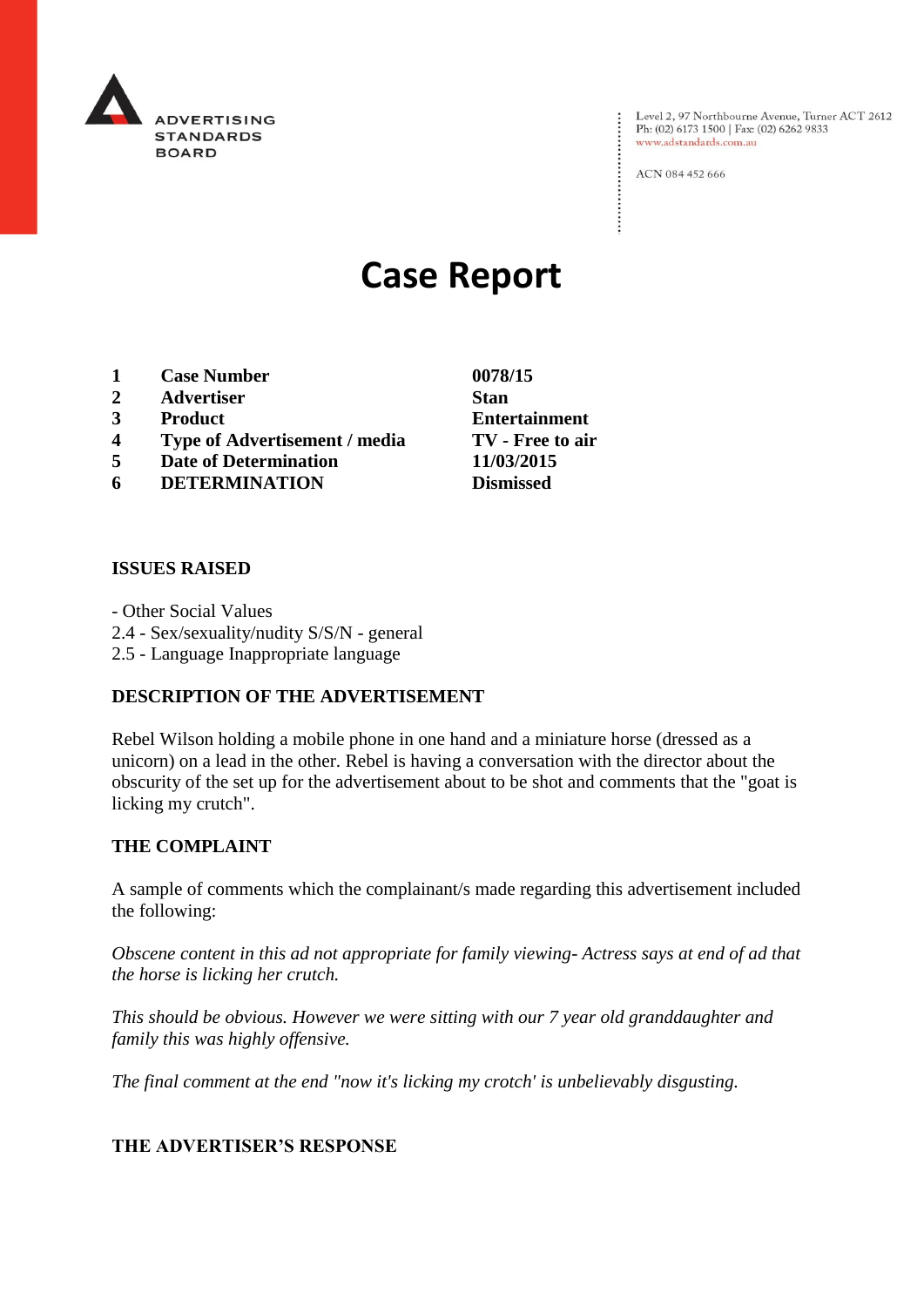ADVERTISING STANDARDS BOARD

Level 2, 97 Northbourne Avenue, Turner ACT 2612
Ph: (02) 6173 1500 | Fax: (02) 6262 9833
www.adstandards.com.au

ACN 084 452 666

# Case Report

| | | |
|---|---|---|
| **1** | **Case Number** | **0078/15** |
| **2** | **Advertiser** | **Stan** |
| **3** | **Product** | **Entertainment** |
| **4** | **Type of Advertisement / media** | **TV - Free to air** |
| **5** | **Date of Determination** | **11/03/2015** |
| **6** | **DETERMINATION** | **Dismissed** |

### ISSUES RAISED

- Other Social Values
2.4 - Sex/sexuality/nudity S/S/N - general
2.5 - Language Inappropriate language

### DESCRIPTION OF THE ADVERTISEMENT

Rebel Wilson holding a mobile phone in one hand and a miniature horse (dressed as a unicorn) on a lead in the other. Rebel is having a conversation with the director about the obscurity of the set up for the advertisement about to be shot and comments that the "goat is licking my crutch".

### THE COMPLAINT

A sample of comments which the complainant/s made regarding this advertisement included the following:

*Obscene content in this ad not appropriate for family viewing- Actress says at end of ad that the horse is licking her crutch.*

*This should be obvious. However we were sitting with our 7 year old granddaughter and family this was highly offensive.*

*The final comment at the end "now it's licking my crotch' is unbelievably disgusting.*

### THE ADVERTISER'S RESPONSE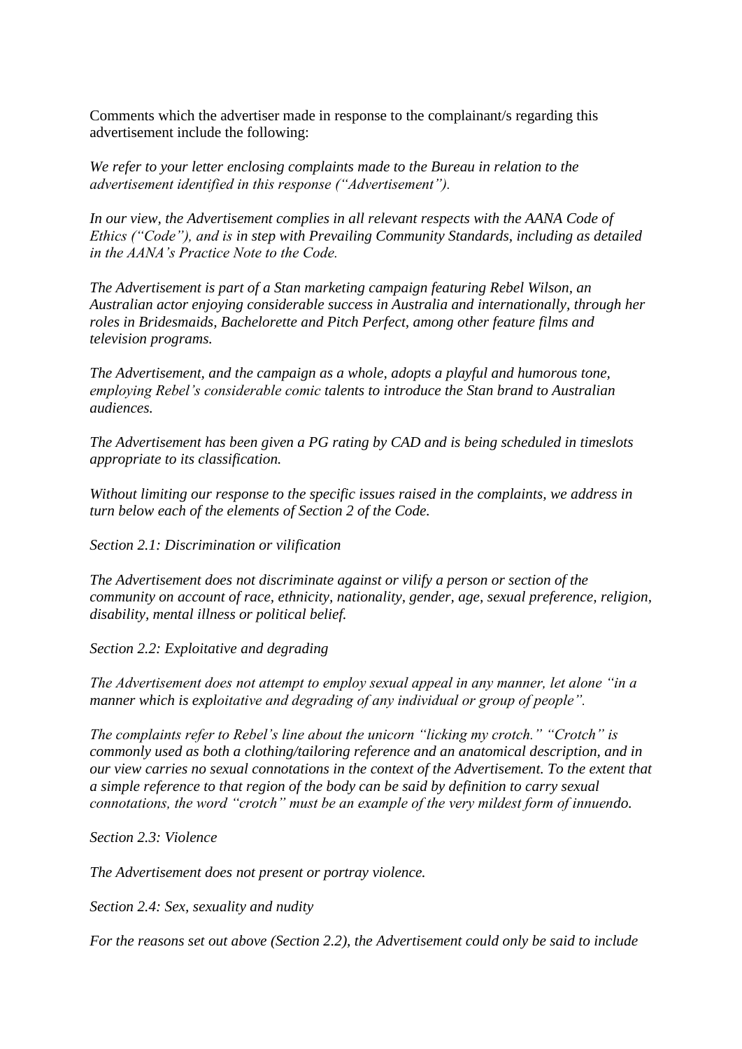Comments which the advertiser made in response to the complainant/s regarding this advertisement include the following:

*We refer to your letter enclosing complaints made to the Bureau in relation to the advertisement identified in this response ("Advertisement").*

*In our view, the Advertisement complies in all relevant respects with the AANA Code of Ethics ("Code"), and is in step with Prevailing Community Standards, including as detailed in the AANA's Practice Note to the Code.*

*The Advertisement is part of a Stan marketing campaign featuring Rebel Wilson, an Australian actor enjoying considerable success in Australia and internationally, through her roles in Bridesmaids, Bachelorette and Pitch Perfect, among other feature films and television programs.*

*The Advertisement, and the campaign as a whole, adopts a playful and humorous tone, employing Rebel's considerable comic talents to introduce the Stan brand to Australian audiences.*

*The Advertisement has been given a PG rating by CAD and is being scheduled in timeslots appropriate to its classification.*

*Without limiting our response to the specific issues raised in the complaints, we address in turn below each of the elements of Section 2 of the Code.*

*Section 2.1: Discrimination or vilification*

*The Advertisement does not discriminate against or vilify a person or section of the community on account of race, ethnicity, nationality, gender, age, sexual preference, religion, disability, mental illness or political belief.*

*Section 2.2: Exploitative and degrading*

*The Advertisement does not attempt to employ sexual appeal in any manner, let alone "in a manner which is exploitative and degrading of any individual or group of people".*

*The complaints refer to Rebel's line about the unicorn "licking my crotch." "Crotch" is commonly used as both a clothing/tailoring reference and an anatomical description, and in our view carries no sexual connotations in the context of the Advertisement. To the extent that a simple reference to that region of the body can be said by definition to carry sexual connotations, the word "crotch" must be an example of the very mildest form of innuendo.*

*Section 2.3: Violence*

*The Advertisement does not present or portray violence.*

*Section 2.4: Sex, sexuality and nudity*

*For the reasons set out above (Section 2.2), the Advertisement could only be said to include*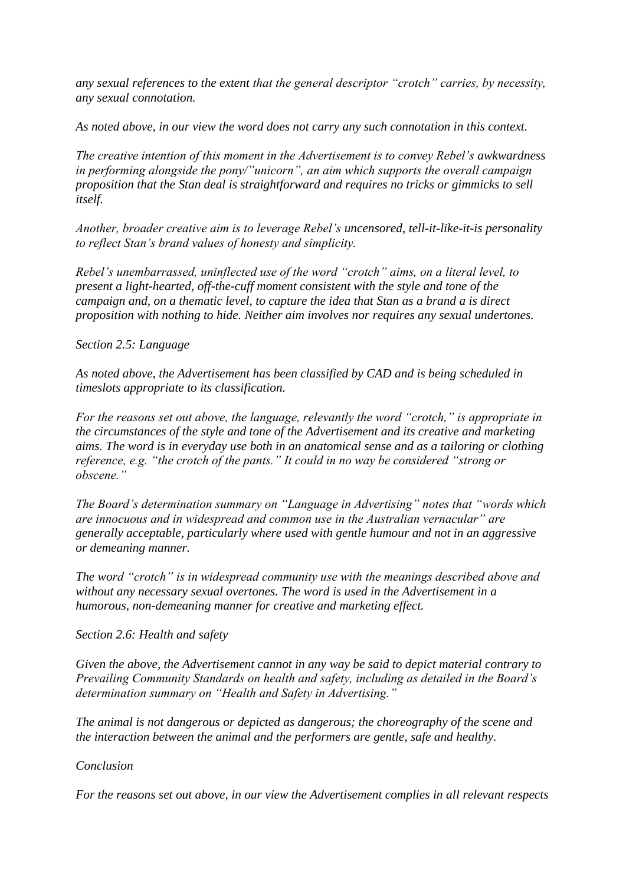*any sexual references to the extent that the general descriptor "crotch" carries, by necessity, any sexual connotation.*

*As noted above, in our view the word does not carry any such connotation in this context.*

*The creative intention of this moment in the Advertisement is to convey Rebel's awkwardness in performing alongside the pony/"unicorn", an aim which supports the overall campaign proposition that the Stan deal is straightforward and requires no tricks or gimmicks to sell itself.*

*Another, broader creative aim is to leverage Rebel's uncensored, tell-it-like-it-is personality to reflect Stan's brand values of honesty and simplicity.*

*Rebel's unembarrassed, uninflected use of the word "crotch" aims, on a literal level, to present a light-hearted, off-the-cuff moment consistent with the style and tone of the campaign and, on a thematic level, to capture the idea that Stan as a brand a is direct proposition with nothing to hide. Neither aim involves nor requires any sexual undertones.*

*Section 2.5: Language*

*As noted above, the Advertisement has been classified by CAD and is being scheduled in timeslots appropriate to its classification.*

*For the reasons set out above, the language, relevantly the word "crotch," is appropriate in the circumstances of the style and tone of the Advertisement and its creative and marketing aims. The word is in everyday use both in an anatomical sense and as a tailoring or clothing reference, e.g. "the crotch of the pants." It could in no way be considered "strong or obscene."*

*The Board's determination summary on "Language in Advertising" notes that "words which are innocuous and in widespread and common use in the Australian vernacular" are generally acceptable, particularly where used with gentle humour and not in an aggressive or demeaning manner.*

*The word "crotch" is in widespread community use with the meanings described above and without any necessary sexual overtones. The word is used in the Advertisement in a humorous, non-demeaning manner for creative and marketing effect.*

*Section 2.6: Health and safety*

*Given the above, the Advertisement cannot in any way be said to depict material contrary to Prevailing Community Standards on health and safety, including as detailed in the Board's determination summary on "Health and Safety in Advertising."*

*The animal is not dangerous or depicted as dangerous; the choreography of the scene and the interaction between the animal and the performers are gentle, safe and healthy.*

*Conclusion*

*For the reasons set out above, in our view the Advertisement complies in all relevant respects*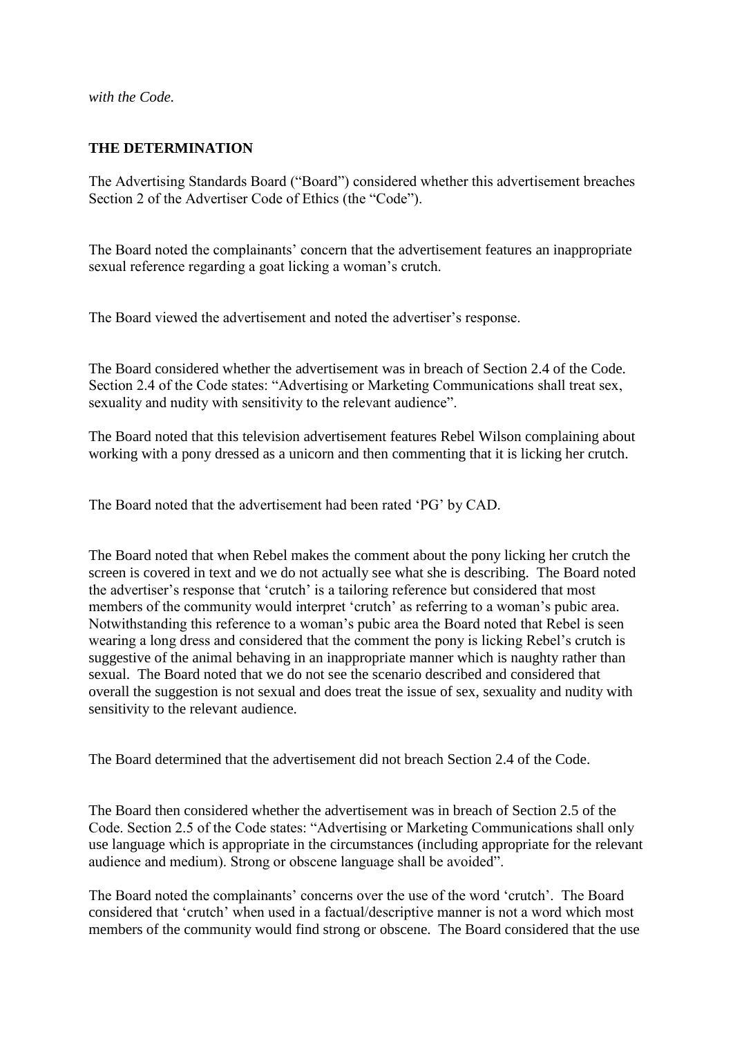*with the Code.*

**THE DETERMINATION**

The Advertising Standards Board ("Board") considered whether this advertisement breaches Section 2 of the Advertiser Code of Ethics (the "Code").

The Board noted the complainants' concern that the advertisement features an inappropriate sexual reference regarding a goat licking a woman's crutch.

The Board viewed the advertisement and noted the advertiser's response.

The Board considered whether the advertisement was in breach of Section 2.4 of the Code. Section 2.4 of the Code states: "Advertising or Marketing Communications shall treat sex, sexuality and nudity with sensitivity to the relevant audience".

The Board noted that this television advertisement features Rebel Wilson complaining about working with a pony dressed as a unicorn and then commenting that it is licking her crutch.

The Board noted that the advertisement had been rated 'PG' by CAD.

The Board noted that when Rebel makes the comment about the pony licking her crutch the screen is covered in text and we do not actually see what she is describing. The Board noted the advertiser's response that 'crutch' is a tailoring reference but considered that most members of the community would interpret 'crutch' as referring to a woman's pubic area. Notwithstanding this reference to a woman's pubic area the Board noted that Rebel is seen wearing a long dress and considered that the comment the pony is licking Rebel's crutch is suggestive of the animal behaving in an inappropriate manner which is naughty rather than sexual. The Board noted that we do not see the scenario described and considered that overall the suggestion is not sexual and does treat the issue of sex, sexuality and nudity with sensitivity to the relevant audience.

The Board determined that the advertisement did not breach Section 2.4 of the Code.

The Board then considered whether the advertisement was in breach of Section 2.5 of the Code. Section 2.5 of the Code states: "Advertising or Marketing Communications shall only use language which is appropriate in the circumstances (including appropriate for the relevant audience and medium). Strong or obscene language shall be avoided".

The Board noted the complainants' concerns over the use of the word 'crutch'. The Board considered that 'crutch' when used in a factual/descriptive manner is not a word which most members of the community would find strong or obscene. The Board considered that the use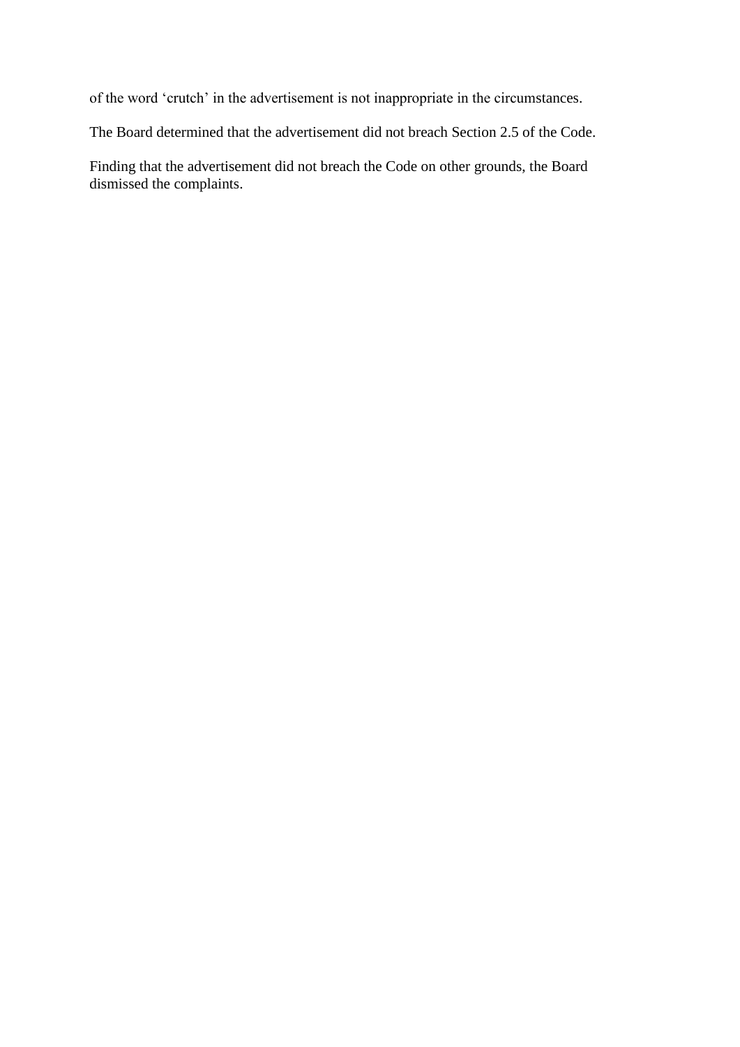of the word ‘crutch’ in the advertisement is not inappropriate in the circumstances.

The Board determined that the advertisement did not breach Section 2.5 of the Code.

Finding that the advertisement did not breach the Code on other grounds, the Board dismissed the complaints.